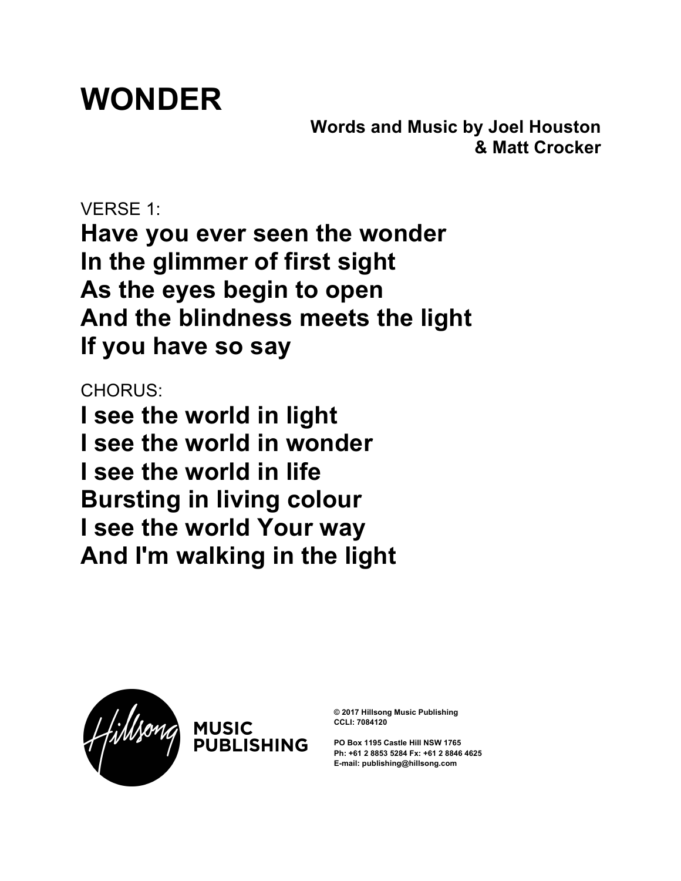# WONDER

**Words and Music by Joel Houston**
**& Matt Crocker**

VERSE 1:

**Have you ever seen the wonder**
**In the glimmer of first sight**
**As the eyes begin to open**
**And the blindness meets the light**
**If you have so say**

CHORUS:

**I see the world in light**
**I see the world in wonder**
**I see the world in life**
**Bursting in living colour**
**I see the world Your way**
**And I'm walking in the light**

Hillsong MUSIC PUBLISHING

**© 2017 Hillsong Music Publishing**
**CCLI: 7084120**

**PO Box 1195 Castle Hill NSW 1765**
**Ph: +61 2 8853 5284 Fx: +61 2 8846 4625**
**E-mail: publishing@hillsong.com**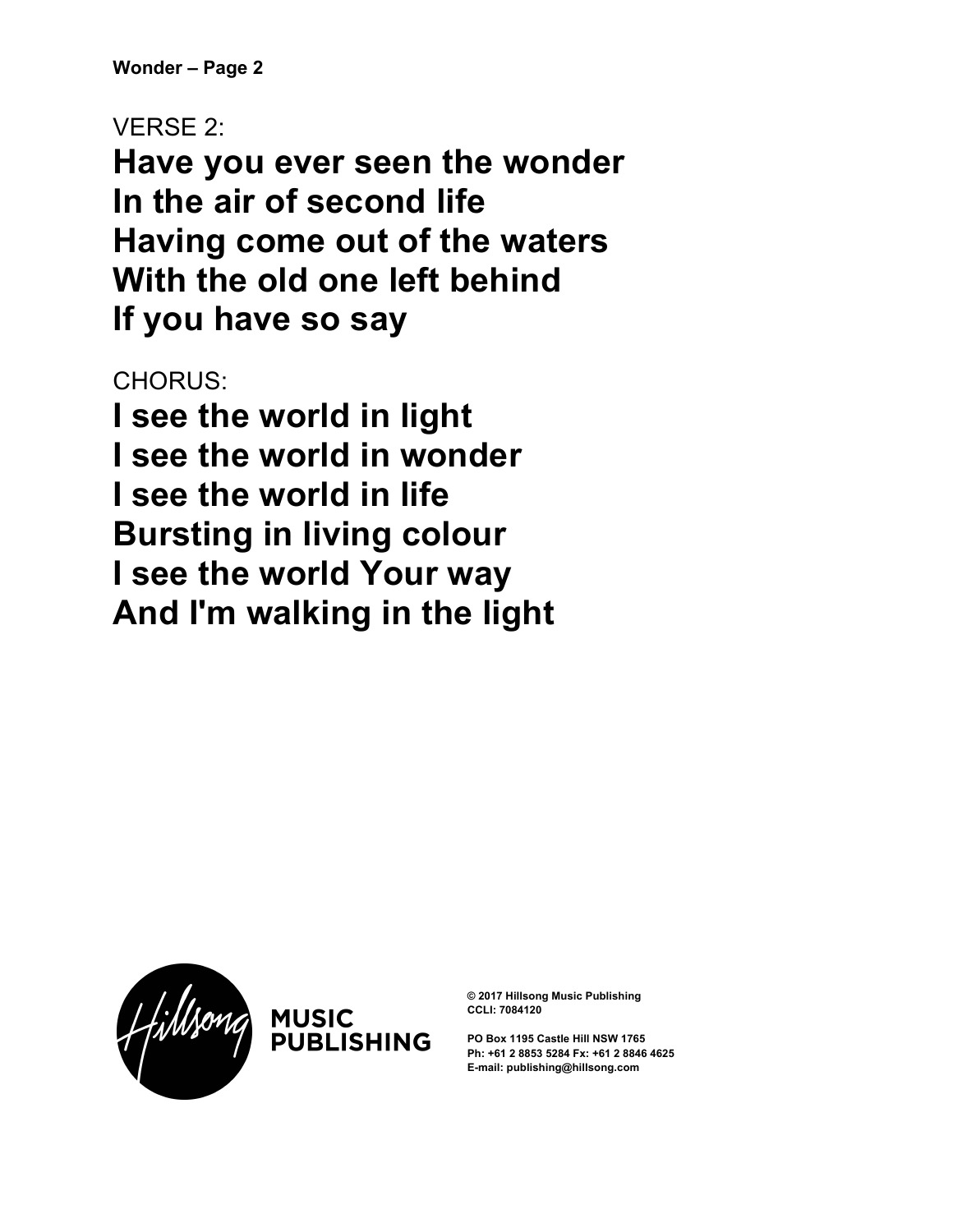VERSE 2:

**Have you ever seen the wonder**
**In the air of second life**
**Having come out of the waters**
**With the old one left behind**
**If you have so say**

CHORUS:

**I see the world in light**
**I see the world in wonder**
**I see the world in life**
**Bursting in living colour**
**I see the world Your way**
**And I'm walking in the light**

MUSIC PUBLISHING

**© 2017 Hillsong Music Publishing**
**CCLI: 7084120**

**PO Box 1195 Castle Hill NSW 1765**
**Ph: +61 2 8853 5284 Fx: +61 2 8846 4625**
**E-mail: publishing@hillsong.com**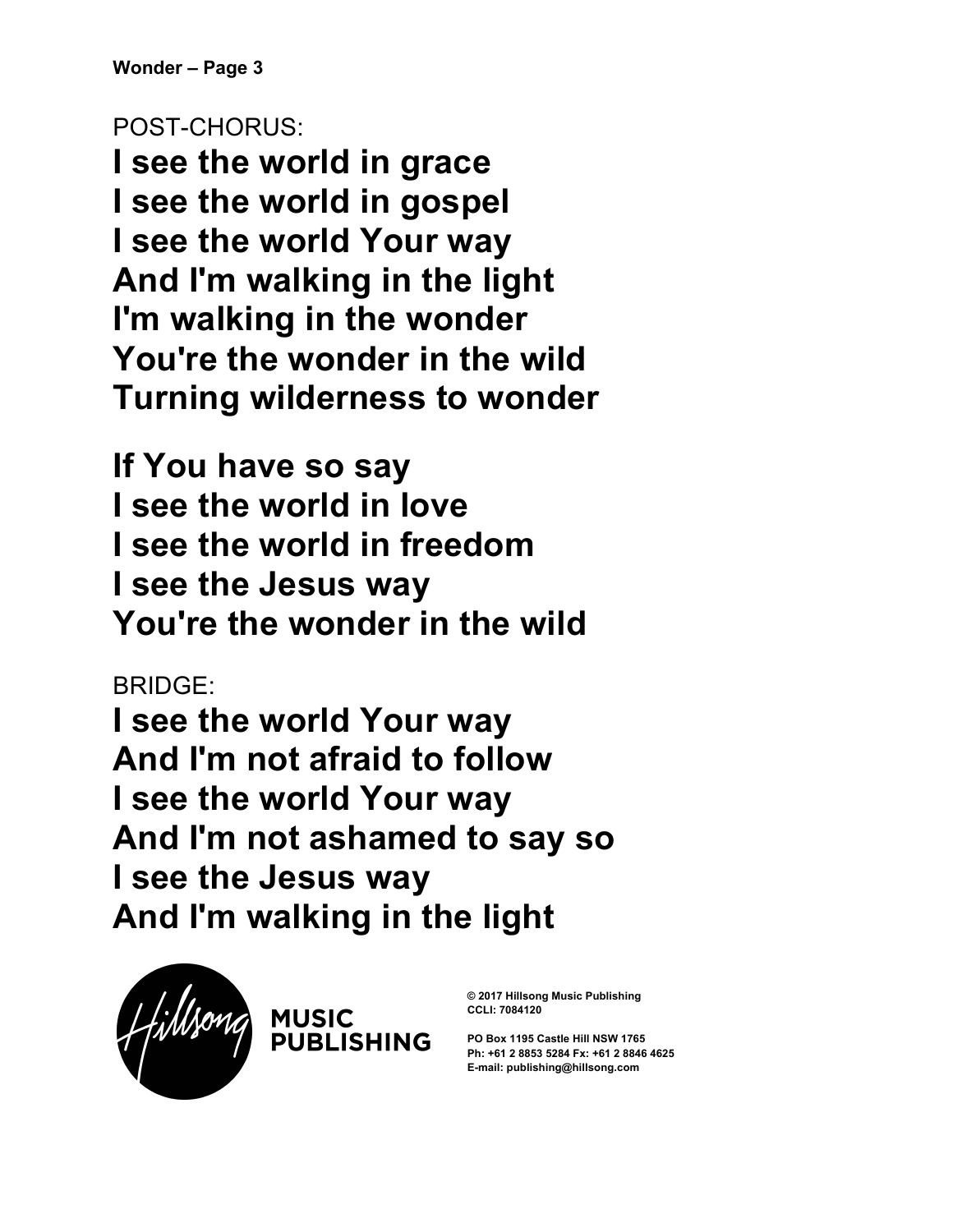POST-CHORUS:

**I see the world in grace**
**I see the world in gospel**
**I see the world Your way**
**And I'm walking in the light**
**I'm walking in the wonder**
**You're the wonder in the wild**
**Turning wilderness to wonder**

**If You have so say**
**I see the world in love**
**I see the world in freedom**
**I see the Jesus way**
**You're the wonder in the wild**

BRIDGE:

**I see the world Your way**
**And I'm not afraid to follow**
**I see the world Your way**
**And I'm not ashamed to say so**
**I see the Jesus way**
**And I'm walking in the light**

Hillsong MUSIC PUBLISHING

**© 2017 Hillsong Music Publishing**
**CCLI: 7084120**

**PO Box 1195 Castle Hill NSW 1765**
**Ph: +61 2 8853 5284 Fx: +61 2 8846 4625**
**E-mail: publishing@hillsong.com**